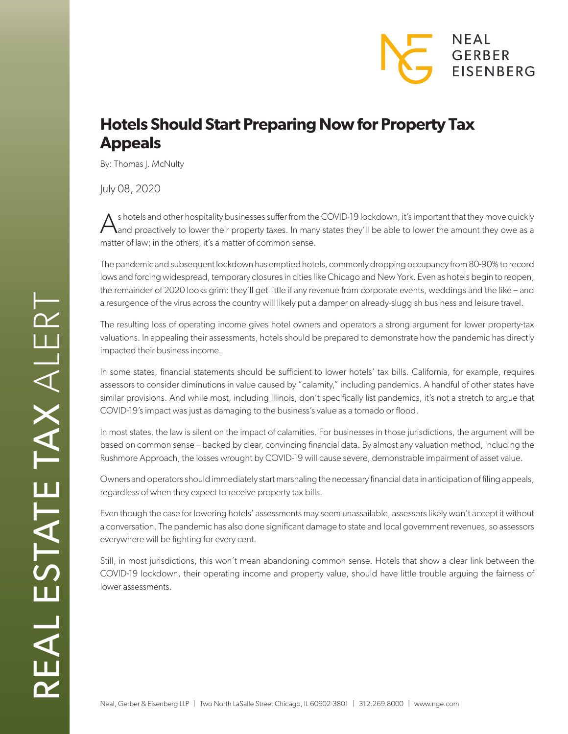# Hotels Should Start Preparing Now for Property Tax Appeals

By: Thomas J. McNulty

July 08, 2020

As hotels and other hospitality businesses suffer from the COVID-19 lockdown, it's important that they move quickly and proactively to lower their property taxes. In many states they'll be able to lower the amount they owe as a matter of law; in the others, it's a matter of common sense.

The pandemic and subsequent lockdown has emptied hotels, commonly dropping occupancy from 80-90% to record lows and forcing widespread, temporary closures in cities like Chicago and New York. Even as hotels begin to reopen, the remainder of 2020 looks grim: they'll get little if any revenue from corporate events, weddings and the like – and a resurgence of the virus across the country will likely put a damper on already-sluggish business and leisure travel.

The resulting loss of operating income gives hotel owners and operators a strong argument for lower property-tax valuations. In appealing their assessments, hotels should be prepared to demonstrate how the pandemic has directly impacted their business income.

In some states, financial statements should be sufficient to lower hotels' tax bills. California, for example, requires assessors to consider diminutions in value caused by "calamity," including pandemics. A handful of other states have similar provisions. And while most, including Illinois, don't specifically list pandemics, it's not a stretch to argue that COVID-19's impact was just as damaging to the business's value as a tornado or flood.

In most states, the law is silent on the impact of calamities. For businesses in those jurisdictions, the argument will be based on common sense – backed by clear, convincing financial data. By almost any valuation method, including the Rushmore Approach, the losses wrought by COVID-19 will cause severe, demonstrable impairment of asset value.

Owners and operators should immediately start marshaling the necessary financial data in anticipation of filing appeals, regardless of when they expect to receive property tax bills.

Even though the case for lowering hotels' assessments may seem unassailable, assessors likely won't accept it without a conversation. The pandemic has also done significant damage to state and local government revenues, so assessors everywhere will be fighting for every cent.

Still, in most jurisdictions, this won't mean abandoning common sense. Hotels that show a clear link between the COVID-19 lockdown, their operating income and property value, should have little trouble arguing the fairness of lower assessments.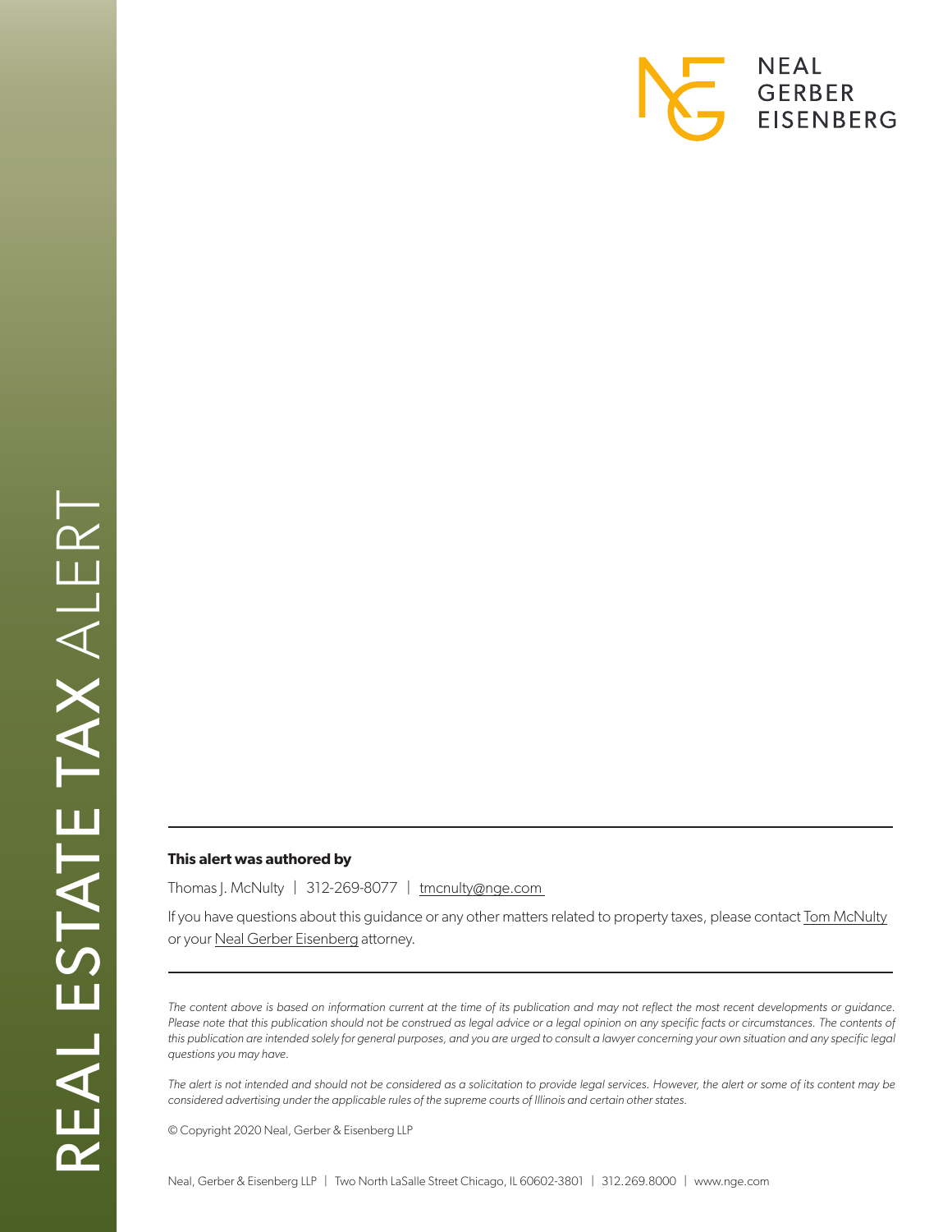**This alert was authored by**

Thomas J. McNulty | 312-269-8077 | tmcnulty@nge.com

If you have questions about this guidance or any other matters related to property taxes, please contact Tom McNulty or your Neal Gerber Eisenberg attorney.

*The content above is based on information current at the time of its publication and may not reflect the most recent developments or guidance. Please note that this publication should not be construed as legal advice or a legal opinion on any specific facts or circumstances. The contents of this publication are intended solely for general purposes, and you are urged to consult a lawyer concerning your own situation and any specific legal questions you may have.*

*The alert is not intended and should not be considered as a solicitation to provide legal services. However, the alert or some of its content may be considered advertising under the applicable rules of the supreme courts of Illinois and certain other states.*

© Copyright 2020 Neal, Gerber & Eisenberg LLP

Neal, Gerber & Eisenberg LLP | Two North LaSalle Street Chicago, IL 60602-3801 | 312.269.8000 | www.nge.com